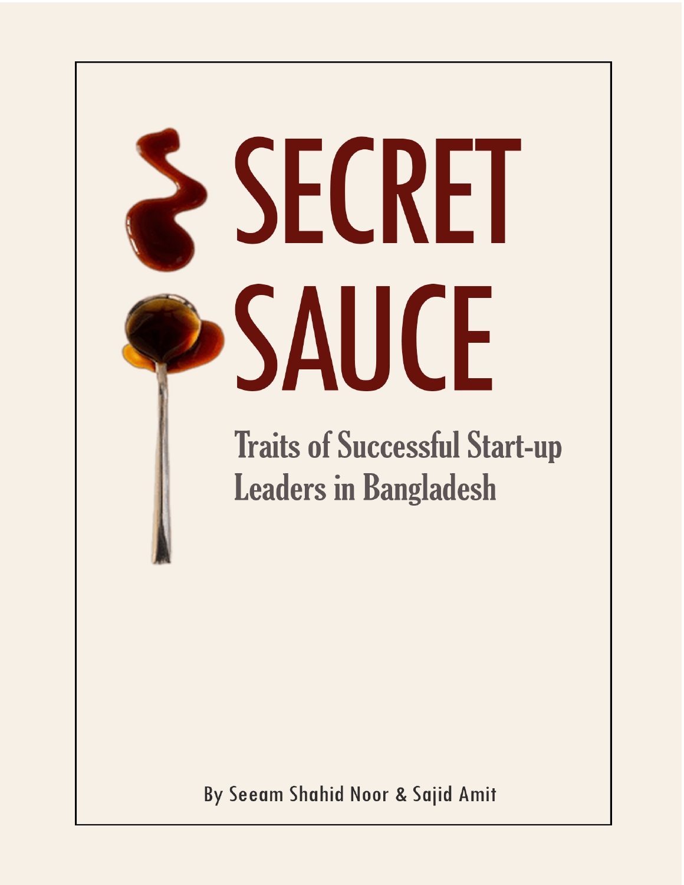# SECRET SAUCE

## Traits of Successful Start-up Leaders in Bangladesh

By Seeam Shahid Noor & Sajid Amit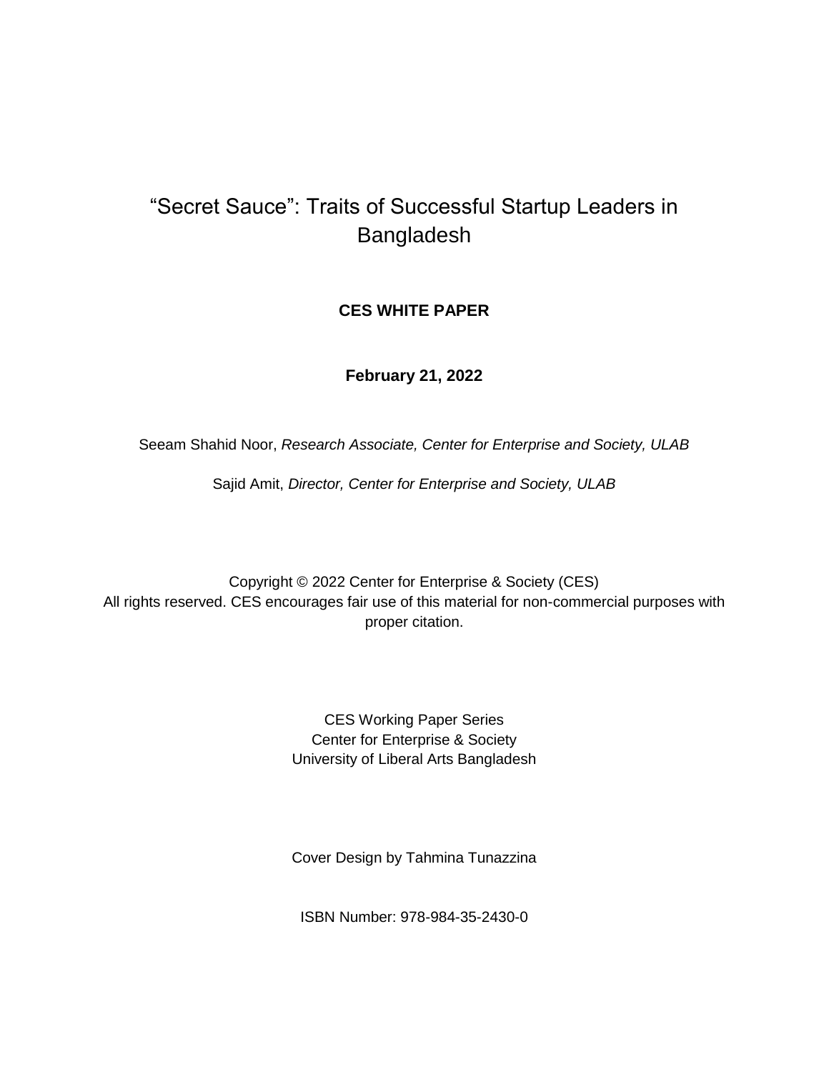# "Secret Sauce": Traits of Successful Startup Leaders in Bangladesh

**CES WHITE PAPER**

**February 21, 2022**

Seeam Shahid Noor, *Research Associate, Center for Enterprise and Society, ULAB*

Sajid Amit, *Director, Center for Enterprise and Society, ULAB*

Copyright © 2022 Center for Enterprise & Society (CES)
All rights reserved. CES encourages fair use of this material for non-commercial purposes with proper citation.

CES Working Paper Series
Center for Enterprise & Society
University of Liberal Arts Bangladesh

Cover Design by Tahmina Tunazzina

ISBN Number: 978-984-35-2430-0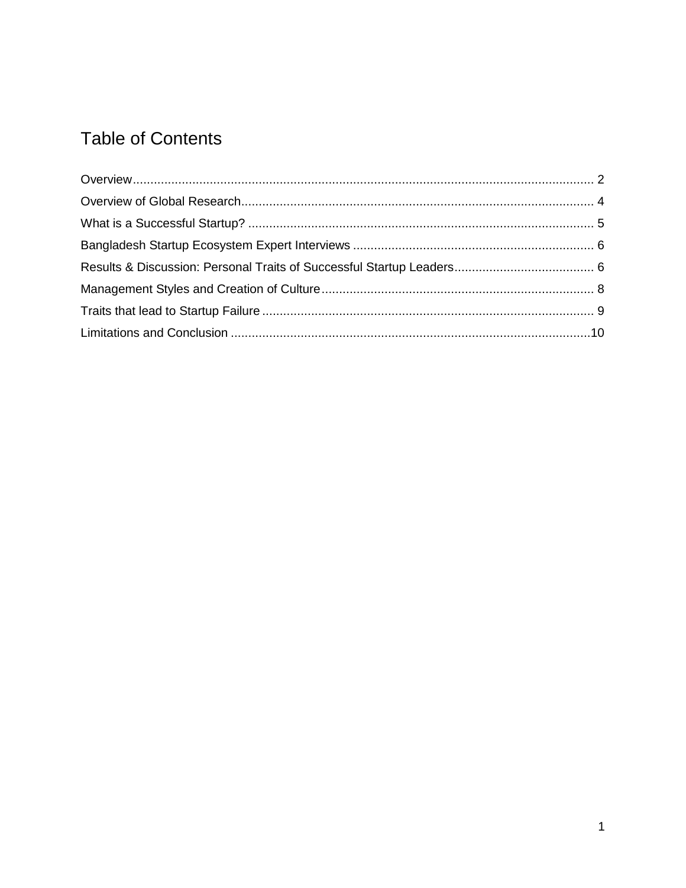# Table of Contents

Overview .......... 2

Overview of Global Research .......... 4

What is a Successful Startup? .......... 5

Bangladesh Startup Ecosystem Expert Interviews .......... 6

Results & Discussion: Personal Traits of Successful Startup Leaders .......... 6

Management Styles and Creation of Culture .......... 8

Traits that lead to Startup Failure .......... 9

Limitations and Conclusion .......... 10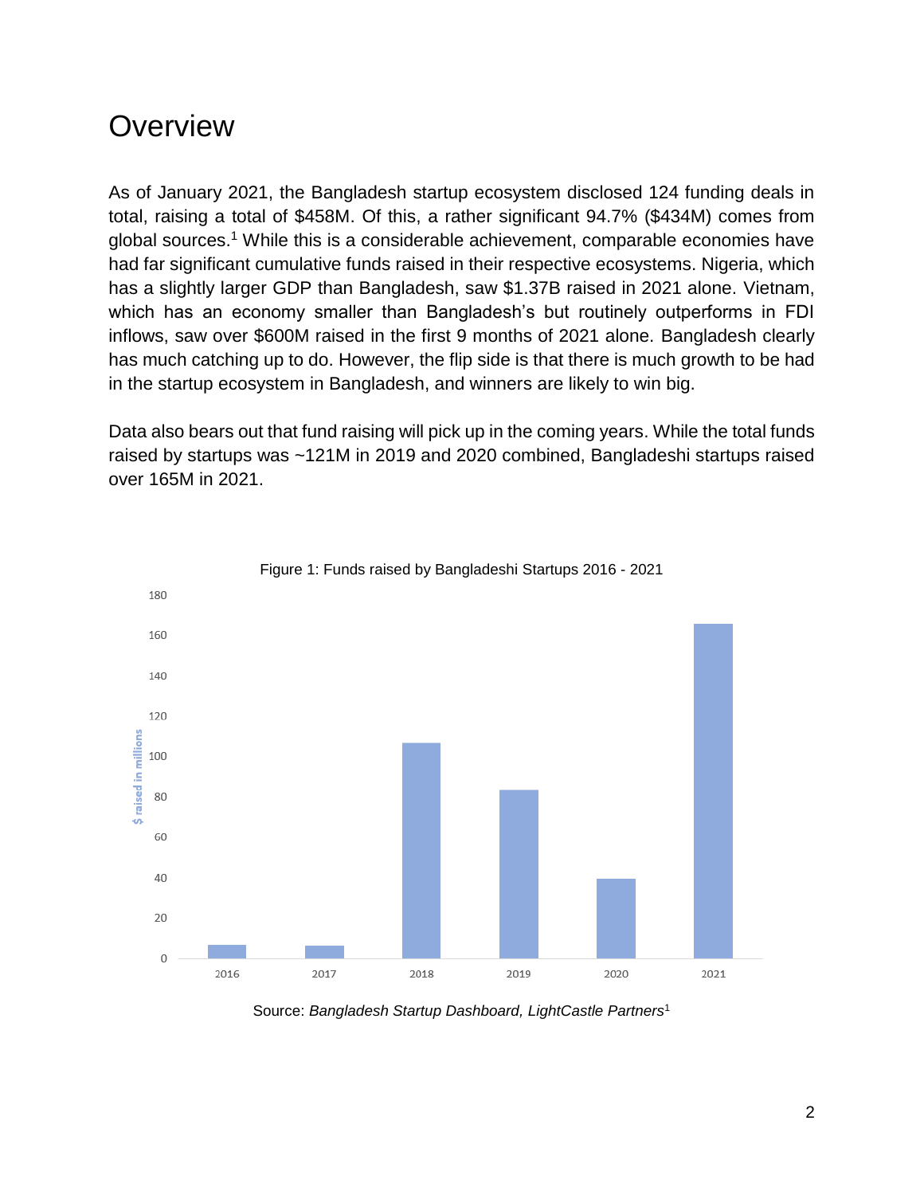# Overview

As of January 2021, the Bangladesh startup ecosystem disclosed 124 funding deals in total, raising a total of $458M. Of this, a rather significant 94.7% ($434M) comes from global sources.[1] While this is a considerable achievement, comparable economies have had far significant cumulative funds raised in their respective ecosystems. Nigeria, which has a slightly larger GDP than Bangladesh, saw $1.37B raised in 2021 alone. Vietnam, which has an economy smaller than Bangladesh's but routinely outperforms in FDI inflows, saw over $600M raised in the first 9 months of 2021 alone. Bangladesh clearly has much catching up to do. However, the flip side is that there is much growth to be had in the startup ecosystem in Bangladesh, and winners are likely to win big.

Data also bears out that fund raising will pick up in the coming years. While the total funds raised by startups was ~121M in 2019 and 2020 combined, Bangladeshi startups raised over 165M in 2021.

Figure 1: Funds raised by Bangladeshi Startups 2016 - 2021

Source: *Bangladesh Startup Dashboard, LightCastle Partners*[1]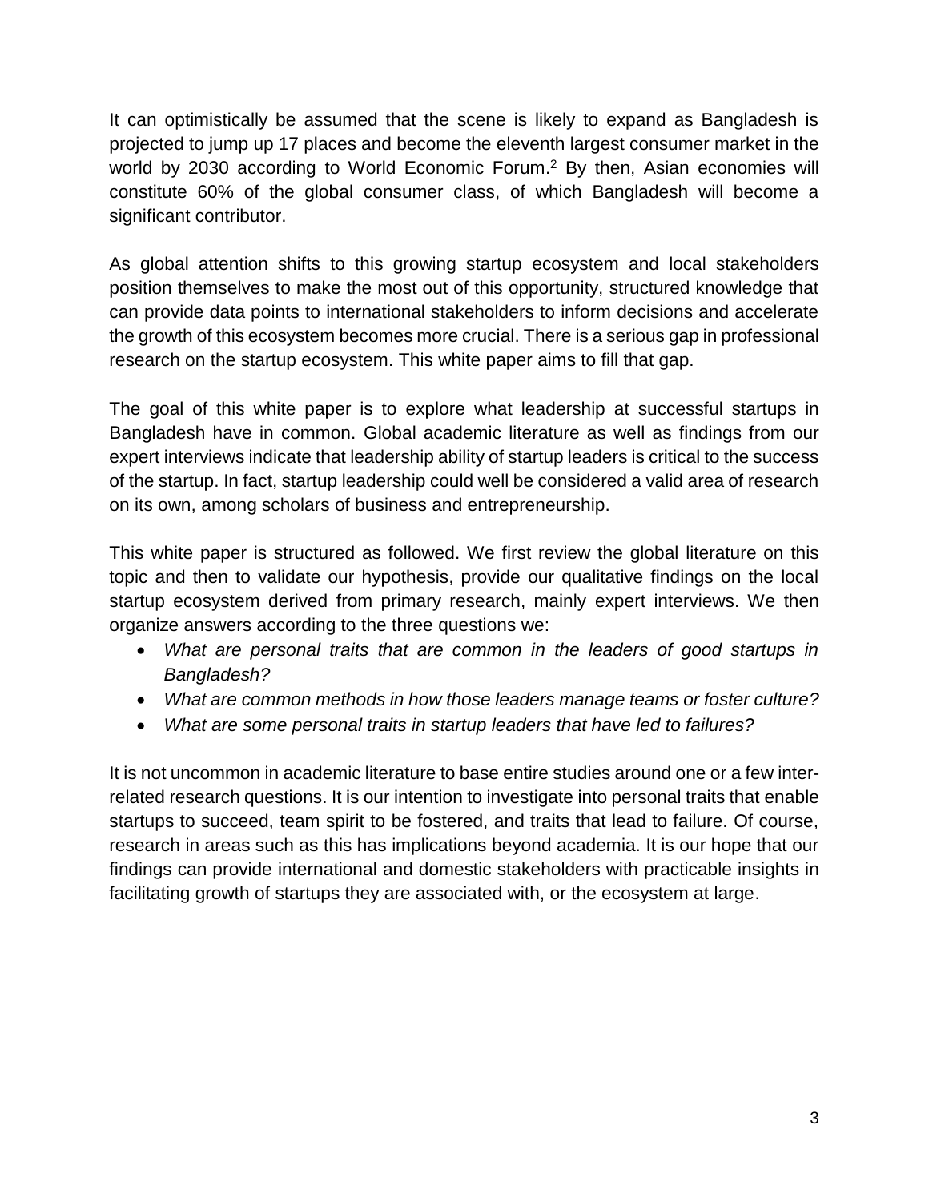It can optimistically be assumed that the scene is likely to expand as Bangladesh is projected to jump up 17 places and become the eleventh largest consumer market in the world by 2030 according to World Economic Forum.[2] By then, Asian economies will constitute 60% of the global consumer class, of which Bangladesh will become a significant contributor.

As global attention shifts to this growing startup ecosystem and local stakeholders position themselves to make the most out of this opportunity, structured knowledge that can provide data points to international stakeholders to inform decisions and accelerate the growth of this ecosystem becomes more crucial. There is a serious gap in professional research on the startup ecosystem. This white paper aims to fill that gap.

The goal of this white paper is to explore what leadership at successful startups in Bangladesh have in common. Global academic literature as well as findings from our expert interviews indicate that leadership ability of startup leaders is critical to the success of the startup. In fact, startup leadership could well be considered a valid area of research on its own, among scholars of business and entrepreneurship.

This white paper is structured as followed. We first review the global literature on this topic and then to validate our hypothesis, provide our qualitative findings on the local startup ecosystem derived from primary research, mainly expert interviews. We then organize answers according to the three questions we:

- *What are personal traits that are common in the leaders of good startups in Bangladesh?*
- *What are common methods in how those leaders manage teams or foster culture?*
- *What are some personal traits in startup leaders that have led to failures?*

It is not uncommon in academic literature to base entire studies around one or a few inter-related research questions. It is our intention to investigate into personal traits that enable startups to succeed, team spirit to be fostered, and traits that lead to failure. Of course, research in areas such as this has implications beyond academia. It is our hope that our findings can provide international and domestic stakeholders with practicable insights in facilitating growth of startups they are associated with, or the ecosystem at large.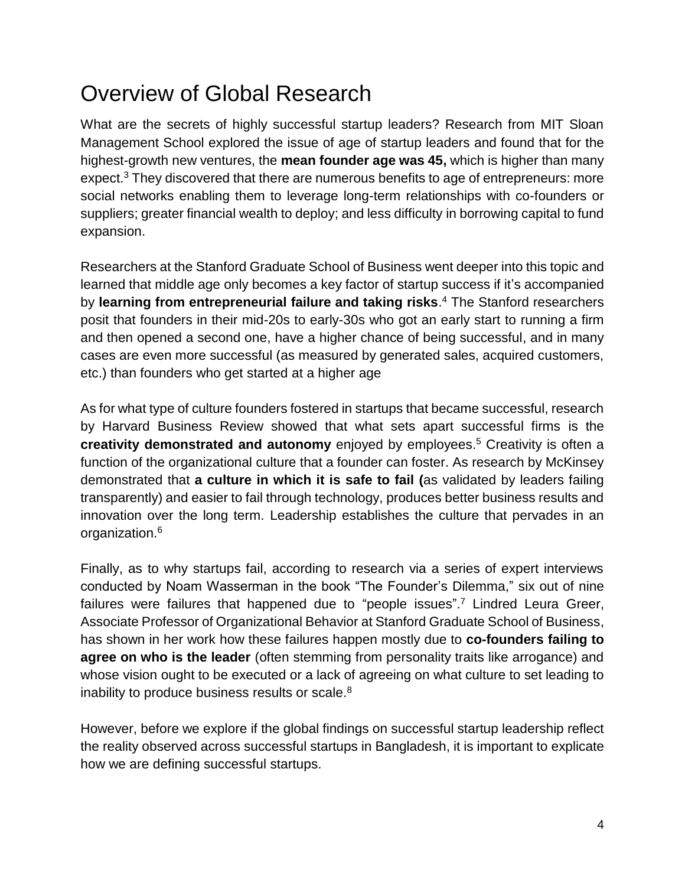# Overview of Global Research

What are the secrets of highly successful startup leaders? Research from MIT Sloan Management School explored the issue of age of startup leaders and found that for the highest-growth new ventures, the **mean founder age was 45,** which is higher than many expect.[3] They discovered that there are numerous benefits to age of entrepreneurs: more social networks enabling them to leverage long-term relationships with co-founders or suppliers; greater financial wealth to deploy; and less difficulty in borrowing capital to fund expansion.

Researchers at the Stanford Graduate School of Business went deeper into this topic and learned that middle age only becomes a key factor of startup success if it's accompanied by **learning from entrepreneurial failure and taking risks**.[4] The Stanford researchers posit that founders in their mid-20s to early-30s who got an early start to running a firm and then opened a second one, have a higher chance of being successful, and in many cases are even more successful (as measured by generated sales, acquired customers, etc.) than founders who get started at a higher age

As for what type of culture founders fostered in startups that became successful, research by Harvard Business Review showed that what sets apart successful firms is the **creativity demonstrated and autonomy** enjoyed by employees.[5] Creativity is often a function of the organizational culture that a founder can foster. As research by McKinsey demonstrated that **a culture in which it is safe to fail (**as validated by leaders failing transparently) and easier to fail through technology, produces better business results and innovation over the long term. Leadership establishes the culture that pervades in an organization.[6]

Finally, as to why startups fail, according to research via a series of expert interviews conducted by Noam Wasserman in the book "The Founder's Dilemma," six out of nine failures were failures that happened due to "people issues".[7] Lindred Leura Greer, Associate Professor of Organizational Behavior at Stanford Graduate School of Business, has shown in her work how these failures happen mostly due to **co-founders failing to agree on who is the leader** (often stemming from personality traits like arrogance) and whose vision ought to be executed or a lack of agreeing on what culture to set leading to inability to produce business results or scale.[8]

However, before we explore if the global findings on successful startup leadership reflect the reality observed across successful startups in Bangladesh, it is important to explicate how we are defining successful startups.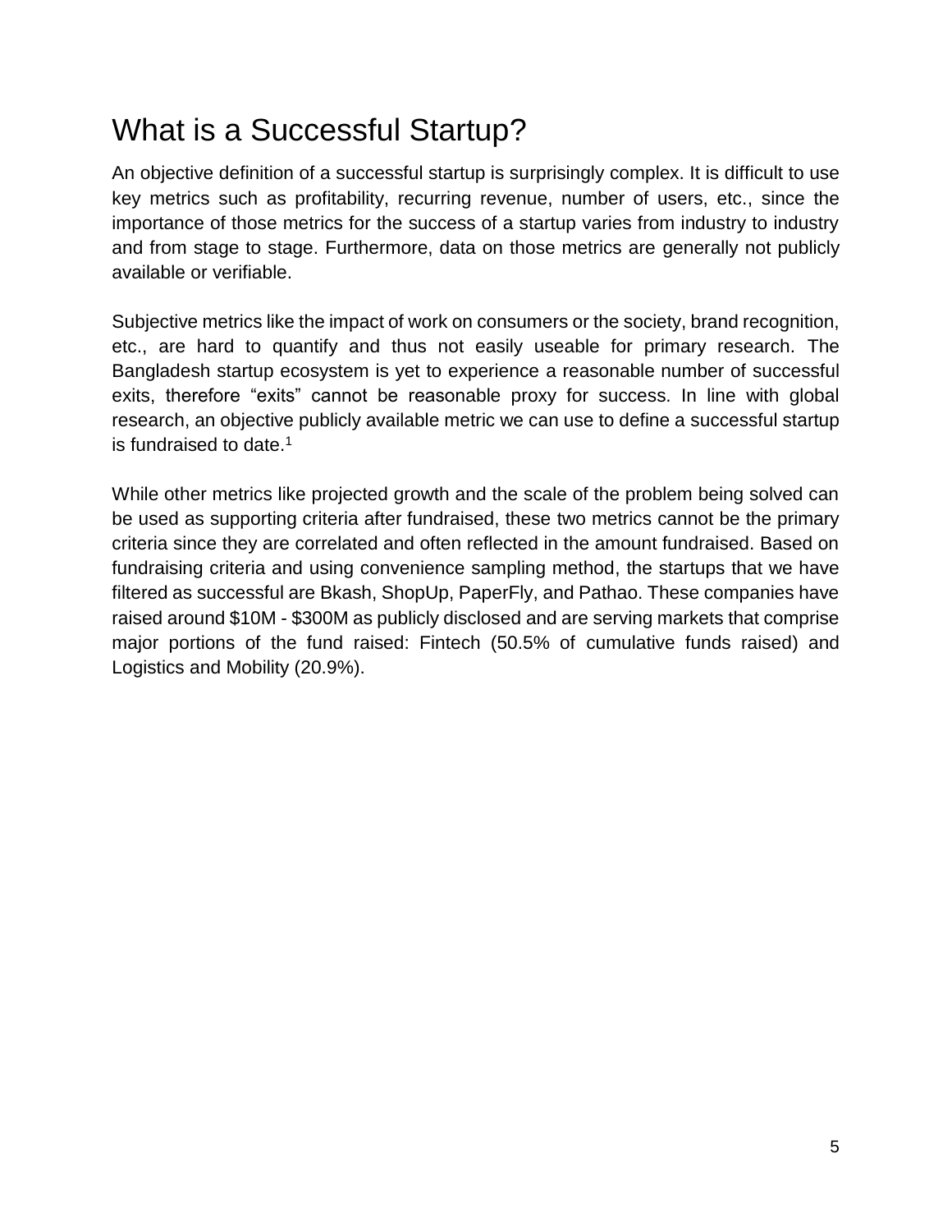# What is a Successful Startup?

An objective definition of a successful startup is surprisingly complex. It is difficult to use key metrics such as profitability, recurring revenue, number of users, etc., since the importance of those metrics for the success of a startup varies from industry to industry and from stage to stage. Furthermore, data on those metrics are generally not publicly available or verifiable.

Subjective metrics like the impact of work on consumers or the society, brand recognition, etc., are hard to quantify and thus not easily useable for primary research. The Bangladesh startup ecosystem is yet to experience a reasonable number of successful exits, therefore "exits" cannot be reasonable proxy for success. In line with global research, an objective publicly available metric we can use to define a successful startup is fundraised to date.[1]

While other metrics like projected growth and the scale of the problem being solved can be used as supporting criteria after fundraised, these two metrics cannot be the primary criteria since they are correlated and often reflected in the amount fundraised. Based on fundraising criteria and using convenience sampling method, the startups that we have filtered as successful are Bkash, ShopUp, PaperFly, and Pathao. These companies have raised around $10M - $300M as publicly disclosed and are serving markets that comprise major portions of the fund raised: Fintech (50.5% of cumulative funds raised) and Logistics and Mobility (20.9%).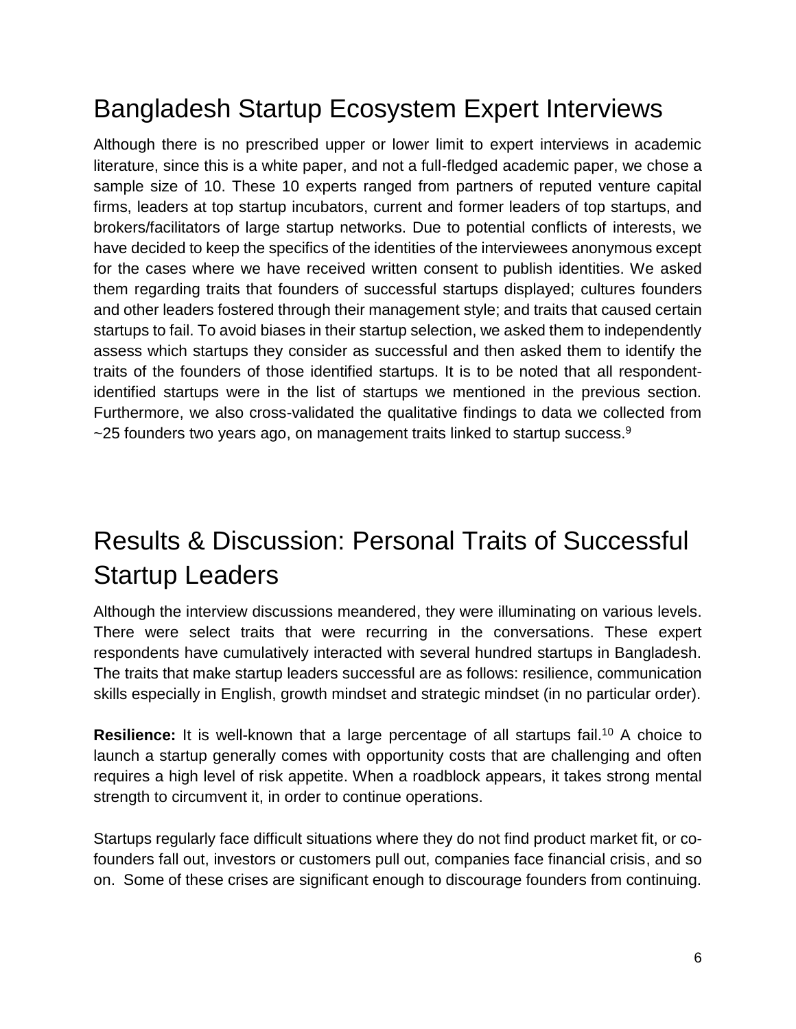## Bangladesh Startup Ecosystem Expert Interviews

Although there is no prescribed upper or lower limit to expert interviews in academic literature, since this is a white paper, and not a full-fledged academic paper, we chose a sample size of 10. These 10 experts ranged from partners of reputed venture capital firms, leaders at top startup incubators, current and former leaders of top startups, and brokers/facilitators of large startup networks. Due to potential conflicts of interests, we have decided to keep the specifics of the identities of the interviewees anonymous except for the cases where we have received written consent to publish identities. We asked them regarding traits that founders of successful startups displayed; cultures founders and other leaders fostered through their management style; and traits that caused certain startups to fail. To avoid biases in their startup selection, we asked them to independently assess which startups they consider as successful and then asked them to identify the traits of the founders of those identified startups. It is to be noted that all respondent-identified startups were in the list of startups we mentioned in the previous section. Furthermore, we also cross-validated the qualitative findings to data we collected from ~25 founders two years ago, on management traits linked to startup success.[9]

## Results & Discussion: Personal Traits of Successful Startup Leaders

Although the interview discussions meandered, they were illuminating on various levels. There were select traits that were recurring in the conversations. These expert respondents have cumulatively interacted with several hundred startups in Bangladesh. The traits that make startup leaders successful are as follows: resilience, communication skills especially in English, growth mindset and strategic mindset (in no particular order).

**Resilience:** It is well-known that a large percentage of all startups fail.[10] A choice to launch a startup generally comes with opportunity costs that are challenging and often requires a high level of risk appetite. When a roadblock appears, it takes strong mental strength to circumvent it, in order to continue operations.

Startups regularly face difficult situations where they do not find product market fit, or co-founders fall out, investors or customers pull out, companies face financial crisis, and so on. Some of these crises are significant enough to discourage founders from continuing.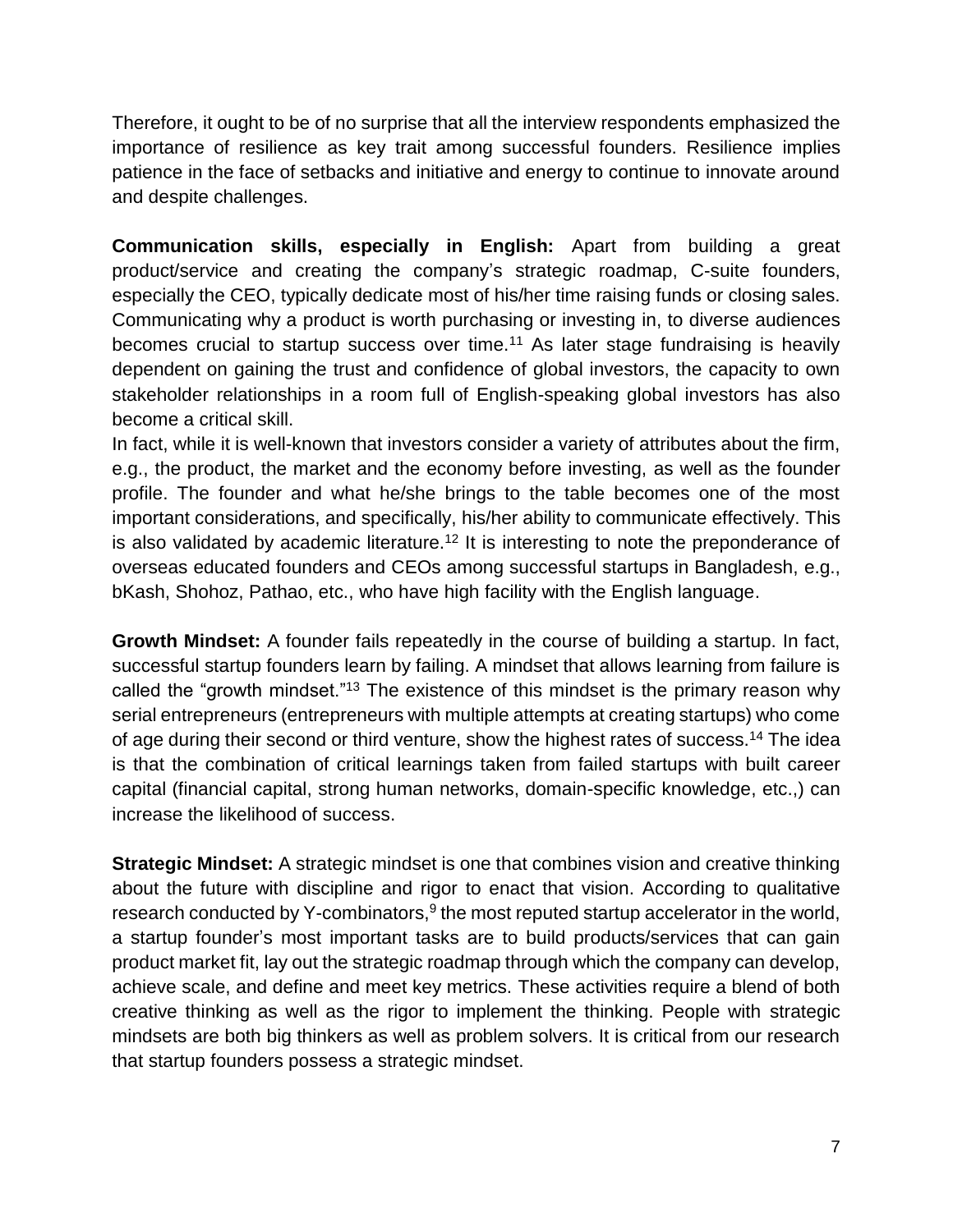Therefore, it ought to be of no surprise that all the interview respondents emphasized the importance of resilience as key trait among successful founders. Resilience implies patience in the face of setbacks and initiative and energy to continue to innovate around and despite challenges.

**Communication skills, especially in English:** Apart from building a great product/service and creating the company's strategic roadmap, C-suite founders, especially the CEO, typically dedicate most of his/her time raising funds or closing sales. Communicating why a product is worth purchasing or investing in, to diverse audiences becomes crucial to startup success over time.[11] As later stage fundraising is heavily dependent on gaining the trust and confidence of global investors, the capacity to own stakeholder relationships in a room full of English-speaking global investors has also become a critical skill.
In fact, while it is well-known that investors consider a variety of attributes about the firm, e.g., the product, the market and the economy before investing, as well as the founder profile. The founder and what he/she brings to the table becomes one of the most important considerations, and specifically, his/her ability to communicate effectively. This is also validated by academic literature.[12] It is interesting to note the preponderance of overseas educated founders and CEOs among successful startups in Bangladesh, e.g., bKash, Shohoz, Pathao, etc., who have high facility with the English language.

**Growth Mindset:** A founder fails repeatedly in the course of building a startup. In fact, successful startup founders learn by failing. A mindset that allows learning from failure is called the "growth mindset."[13] The existence of this mindset is the primary reason why serial entrepreneurs (entrepreneurs with multiple attempts at creating startups) who come of age during their second or third venture, show the highest rates of success.[14] The idea is that the combination of critical learnings taken from failed startups with built career capital (financial capital, strong human networks, domain-specific knowledge, etc.,) can increase the likelihood of success.

**Strategic Mindset:** A strategic mindset is one that combines vision and creative thinking about the future with discipline and rigor to enact that vision. According to qualitative research conducted by Y-combinators,[9] the most reputed startup accelerator in the world, a startup founder's most important tasks are to build products/services that can gain product market fit, lay out the strategic roadmap through which the company can develop, achieve scale, and define and meet key metrics. These activities require a blend of both creative thinking as well as the rigor to implement the thinking. People with strategic mindsets are both big thinkers as well as problem solvers. It is critical from our research that startup founders possess a strategic mindset.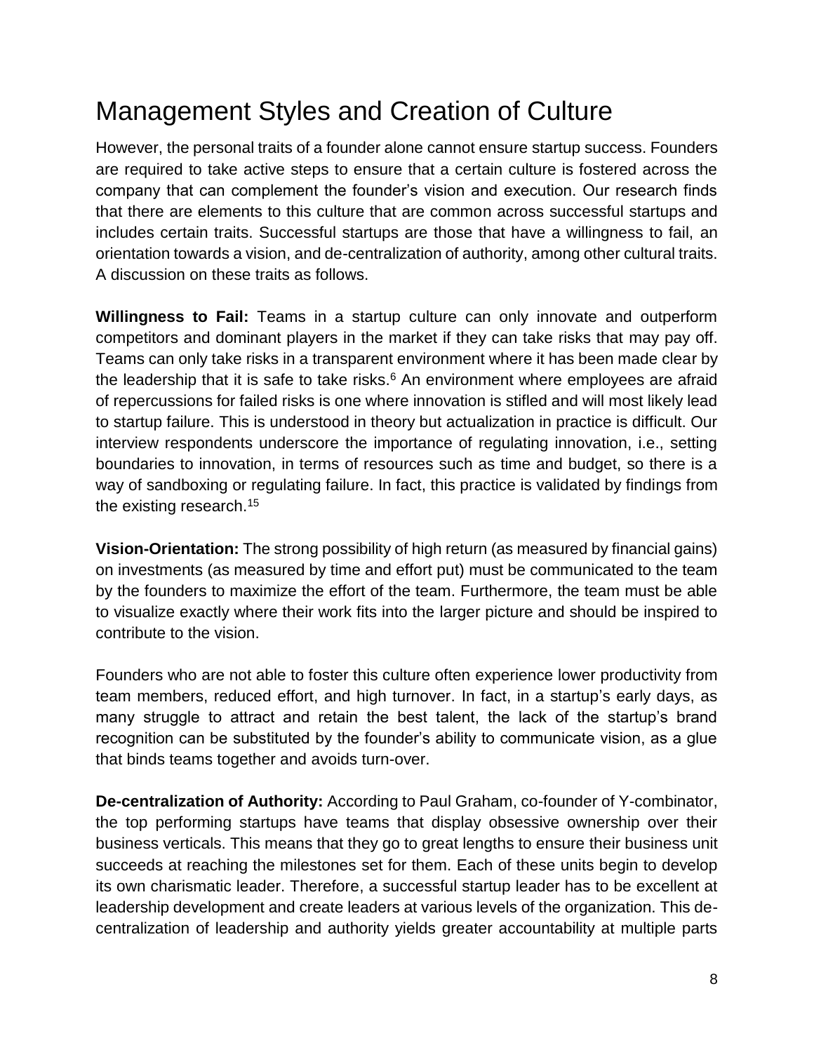# Management Styles and Creation of Culture

However, the personal traits of a founder alone cannot ensure startup success. Founders are required to take active steps to ensure that a certain culture is fostered across the company that can complement the founder's vision and execution. Our research finds that there are elements to this culture that are common across successful startups and includes certain traits. Successful startups are those that have a willingness to fail, an orientation towards a vision, and de-centralization of authority, among other cultural traits. A discussion on these traits as follows.

**Willingness to Fail:** Teams in a startup culture can only innovate and outperform competitors and dominant players in the market if they can take risks that may pay off. Teams can only take risks in a transparent environment where it has been made clear by the leadership that it is safe to take risks.[6] An environment where employees are afraid of repercussions for failed risks is one where innovation is stifled and will most likely lead to startup failure. This is understood in theory but actualization in practice is difficult. Our interview respondents underscore the importance of regulating innovation, i.e., setting boundaries to innovation, in terms of resources such as time and budget, so there is a way of sandboxing or regulating failure. In fact, this practice is validated by findings from the existing research.[15]

**Vision-Orientation:** The strong possibility of high return (as measured by financial gains) on investments (as measured by time and effort put) must be communicated to the team by the founders to maximize the effort of the team. Furthermore, the team must be able to visualize exactly where their work fits into the larger picture and should be inspired to contribute to the vision.

Founders who are not able to foster this culture often experience lower productivity from team members, reduced effort, and high turnover. In fact, in a startup's early days, as many struggle to attract and retain the best talent, the lack of the startup's brand recognition can be substituted by the founder's ability to communicate vision, as a glue that binds teams together and avoids turn-over.

**De-centralization of Authority:** According to Paul Graham, co-founder of Y-combinator, the top performing startups have teams that display obsessive ownership over their business verticals. This means that they go to great lengths to ensure their business unit succeeds at reaching the milestones set for them. Each of these units begin to develop its own charismatic leader. Therefore, a successful startup leader has to be excellent at leadership development and create leaders at various levels of the organization. This de-centralization of leadership and authority yields greater accountability at multiple parts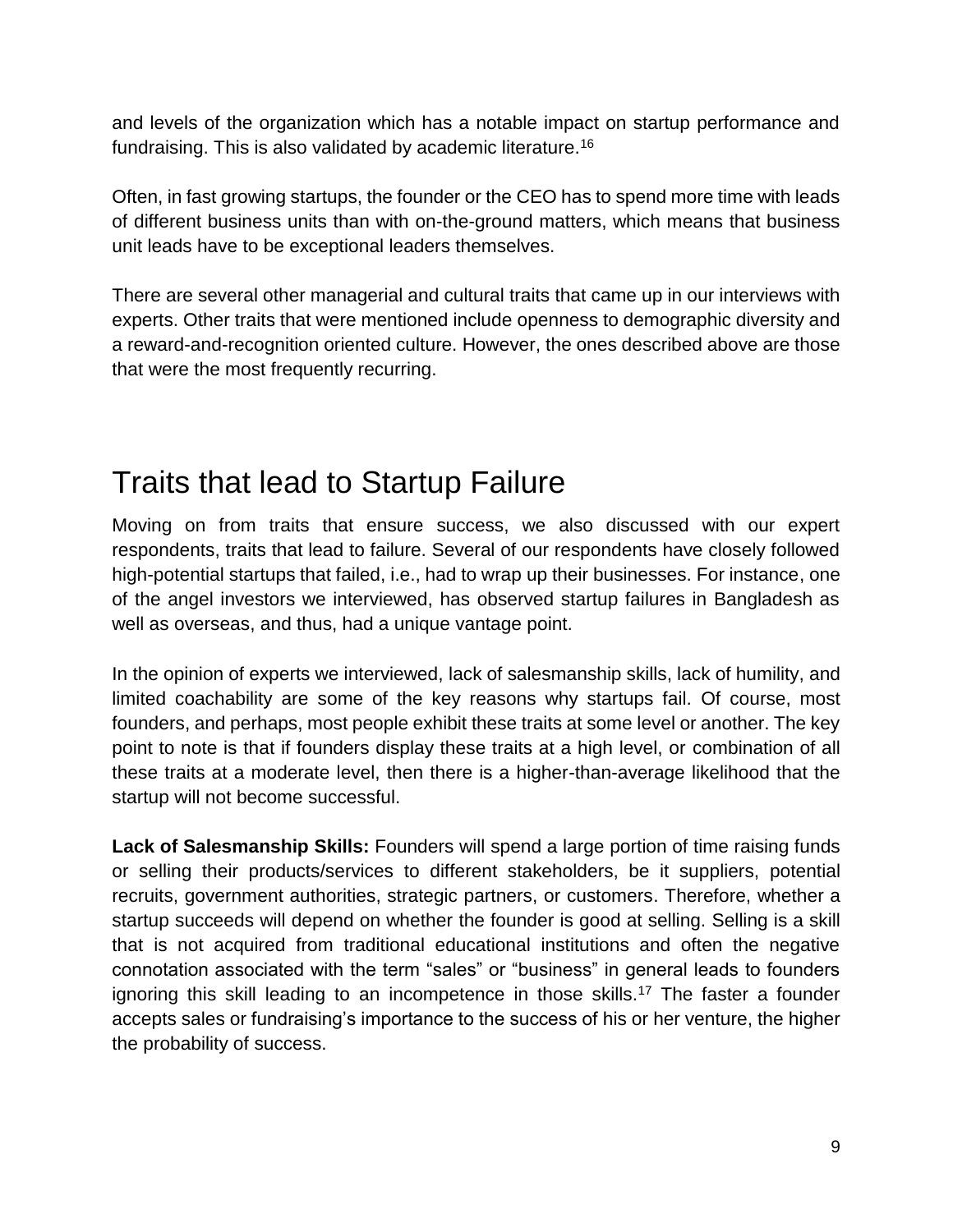and levels of the organization which has a notable impact on startup performance and fundraising. This is also validated by academic literature.[16]

Often, in fast growing startups, the founder or the CEO has to spend more time with leads of different business units than with on-the-ground matters, which means that business unit leads have to be exceptional leaders themselves.

There are several other managerial and cultural traits that came up in our interviews with experts. Other traits that were mentioned include openness to demographic diversity and a reward-and-recognition oriented culture. However, the ones described above are those that were the most frequently recurring.

# Traits that lead to Startup Failure

Moving on from traits that ensure success, we also discussed with our expert respondents, traits that lead to failure. Several of our respondents have closely followed high-potential startups that failed, i.e., had to wrap up their businesses. For instance, one of the angel investors we interviewed, has observed startup failures in Bangladesh as well as overseas, and thus, had a unique vantage point.

In the opinion of experts we interviewed, lack of salesmanship skills, lack of humility, and limited coachability are some of the key reasons why startups fail. Of course, most founders, and perhaps, most people exhibit these traits at some level or another. The key point to note is that if founders display these traits at a high level, or combination of all these traits at a moderate level, then there is a higher-than-average likelihood that the startup will not become successful.

**Lack of Salesmanship Skills:** Founders will spend a large portion of time raising funds or selling their products/services to different stakeholders, be it suppliers, potential recruits, government authorities, strategic partners, or customers. Therefore, whether a startup succeeds will depend on whether the founder is good at selling. Selling is a skill that is not acquired from traditional educational institutions and often the negative connotation associated with the term "sales" or "business" in general leads to founders ignoring this skill leading to an incompetence in those skills.[17] The faster a founder accepts sales or fundraising's importance to the success of his or her venture, the higher the probability of success.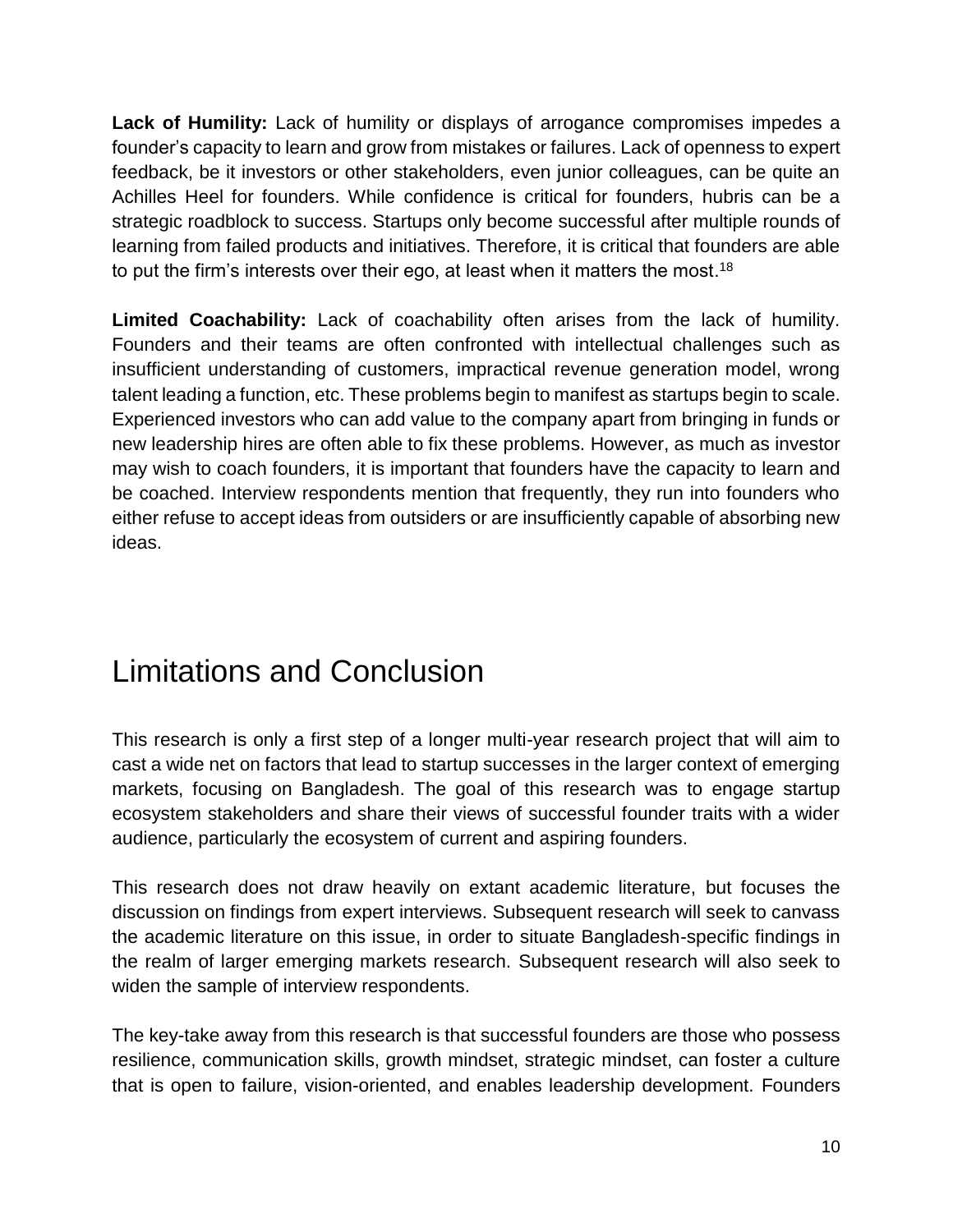**Lack of Humility:** Lack of humility or displays of arrogance compromises impedes a founder's capacity to learn and grow from mistakes or failures. Lack of openness to expert feedback, be it investors or other stakeholders, even junior colleagues, can be quite an Achilles Heel for founders. While confidence is critical for founders, hubris can be a strategic roadblock to success. Startups only become successful after multiple rounds of learning from failed products and initiatives. Therefore, it is critical that founders are able to put the firm's interests over their ego, at least when it matters the most.[18]

**Limited Coachability:** Lack of coachability often arises from the lack of humility. Founders and their teams are often confronted with intellectual challenges such as insufficient understanding of customers, impractical revenue generation model, wrong talent leading a function, etc. These problems begin to manifest as startups begin to scale. Experienced investors who can add value to the company apart from bringing in funds or new leadership hires are often able to fix these problems. However, as much as investor may wish to coach founders, it is important that founders have the capacity to learn and be coached. Interview respondents mention that frequently, they run into founders who either refuse to accept ideas from outsiders or are insufficiently capable of absorbing new ideas.

# Limitations and Conclusion

This research is only a first step of a longer multi-year research project that will aim to cast a wide net on factors that lead to startup successes in the larger context of emerging markets, focusing on Bangladesh. The goal of this research was to engage startup ecosystem stakeholders and share their views of successful founder traits with a wider audience, particularly the ecosystem of current and aspiring founders.

This research does not draw heavily on extant academic literature, but focuses the discussion on findings from expert interviews. Subsequent research will seek to canvass the academic literature on this issue, in order to situate Bangladesh-specific findings in the realm of larger emerging markets research. Subsequent research will also seek to widen the sample of interview respondents.

The key-take away from this research is that successful founders are those who possess resilience, communication skills, growth mindset, strategic mindset, can foster a culture that is open to failure, vision-oriented, and enables leadership development. Founders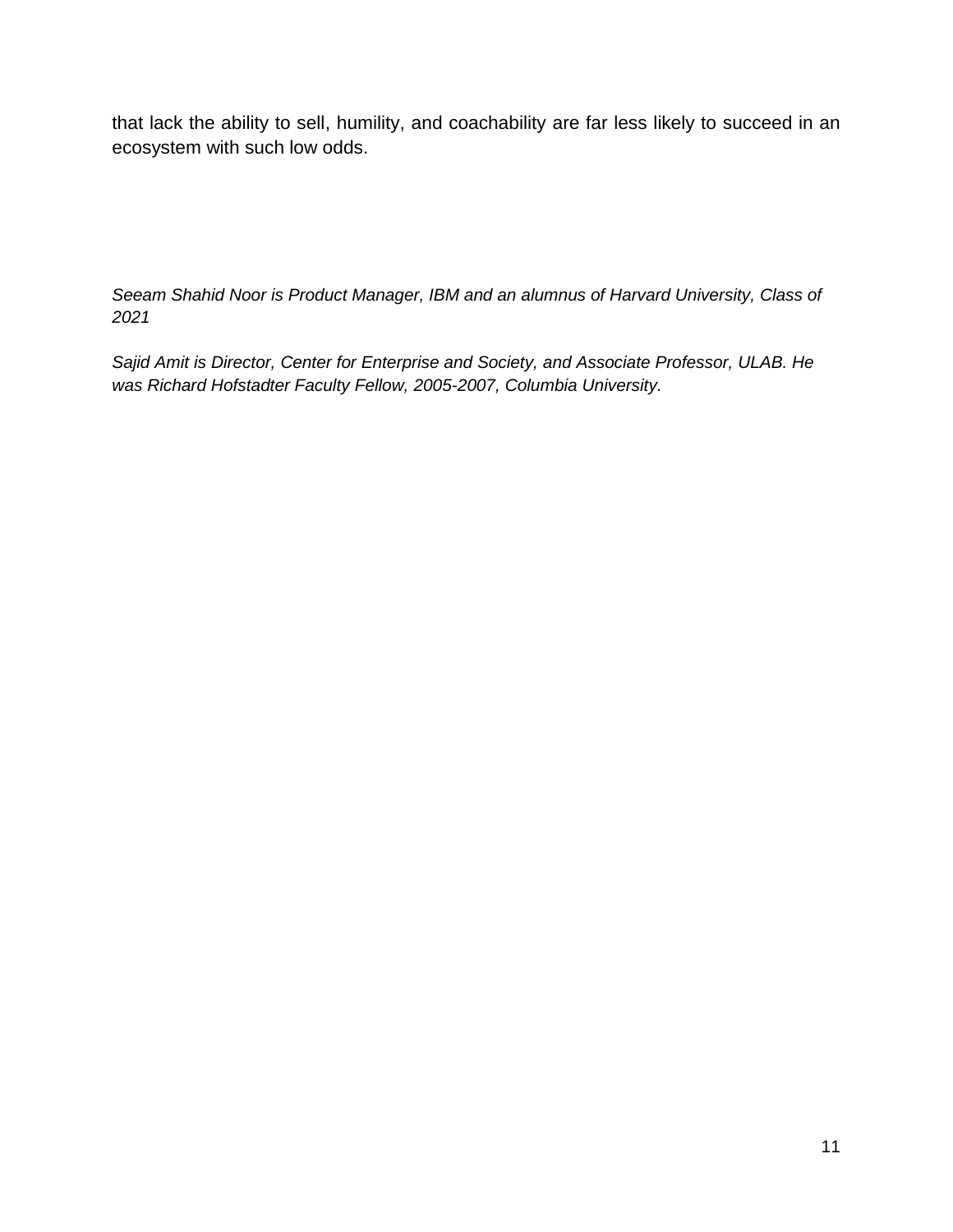that lack the ability to sell, humility, and coachability are far less likely to succeed in an ecosystem with such low odds.

*Seeam Shahid Noor is Product Manager, IBM and an alumnus of Harvard University, Class of 2021*

*Sajid Amit is Director, Center for Enterprise and Society, and Associate Professor, ULAB. He was Richard Hofstadter Faculty Fellow, 2005-2007, Columbia University.*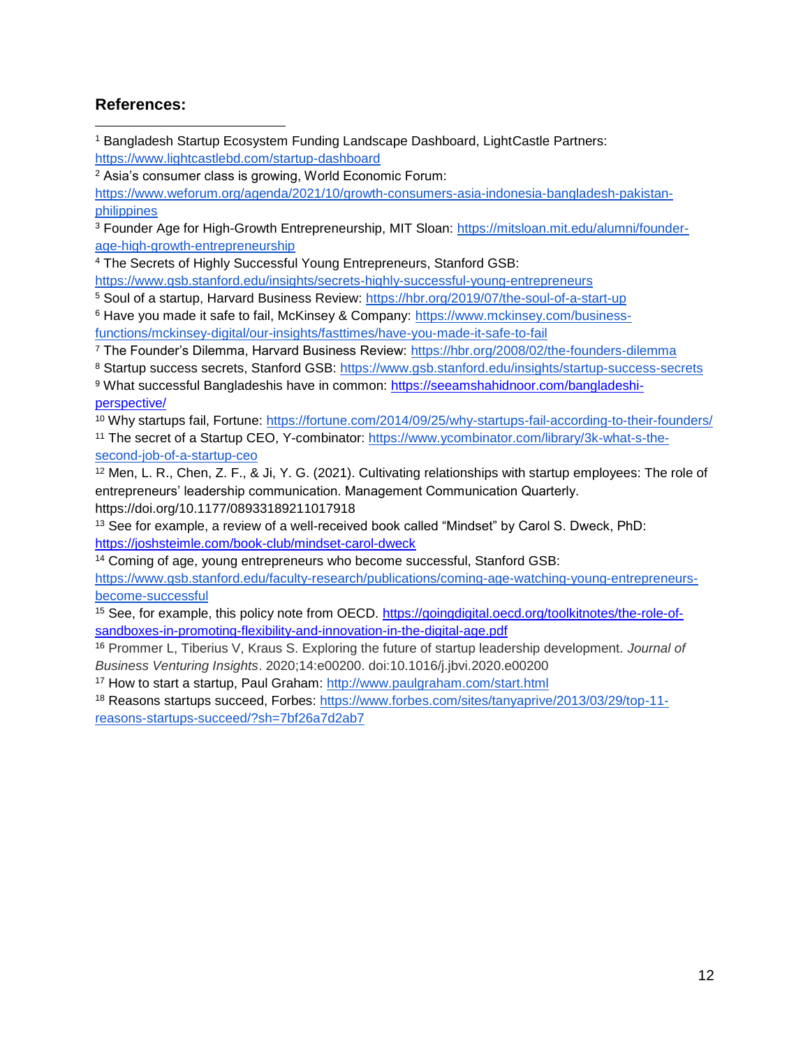### References:

[1] Bangladesh Startup Ecosystem Funding Landscape Dashboard, LightCastle Partners: https://www.lightcastlebd.com/startup-dashboard

[2] Asia's consumer class is growing, World Economic Forum: https://www.weforum.org/agenda/2021/10/growth-consumers-asia-indonesia-bangladesh-pakistan-philippines

[3] Founder Age for High-Growth Entrepreneurship, MIT Sloan: https://mitsloan.mit.edu/alumni/founder-age-high-growth-entrepreneurship

[4] The Secrets of Highly Successful Young Entrepreneurs, Stanford GSB: https://www.gsb.stanford.edu/insights/secrets-highly-successful-young-entrepreneurs

[5] Soul of a startup, Harvard Business Review: https://hbr.org/2019/07/the-soul-of-a-start-up

[6] Have you made it safe to fail, McKinsey & Company: https://www.mckinsey.com/business-functions/mckinsey-digital/our-insights/fasttimes/have-you-made-it-safe-to-fail

[7] The Founder's Dilemma, Harvard Business Review: https://hbr.org/2008/02/the-founders-dilemma

[8] Startup success secrets, Stanford GSB: https://www.gsb.stanford.edu/insights/startup-success-secrets

[9] What successful Bangladeshis have in common: https://seeamshahidnoor.com/bangladeshi-perspective/

[10] Why startups fail, Fortune: https://fortune.com/2014/09/25/why-startups-fail-according-to-their-founders/

[11] The secret of a Startup CEO, Y-combinator: https://www.ycombinator.com/library/3k-what-s-the-second-job-of-a-startup-ceo

[12] Men, L. R., Chen, Z. F., & Ji, Y. G. (2021). Cultivating relationships with startup employees: The role of entrepreneurs' leadership communication. Management Communication Quarterly. https://doi.org/10.1177/08933189211017918

[13] See for example, a review of a well-received book called "Mindset" by Carol S. Dweck, PhD: https://joshsteimle.com/book-club/mindset-carol-dweck

[14] Coming of age, young entrepreneurs who become successful, Stanford GSB: https://www.gsb.stanford.edu/faculty-research/publications/coming-age-watching-young-entrepreneurs-become-successful

[15] See, for example, this policy note from OECD. https://goingdigital.oecd.org/toolkitnotes/the-role-of-sandboxes-in-promoting-flexibility-and-innovation-in-the-digital-age.pdf

[16] Prommer L, Tiberius V, Kraus S. Exploring the future of startup leadership development. *Journal of Business Venturing Insights*. 2020;14:e00200. doi:10.1016/j.jbvi.2020.e00200

[17] How to start a startup, Paul Graham: http://www.paulgraham.com/start.html

[18] Reasons startups succeed, Forbes: https://www.forbes.com/sites/tanyaprive/2013/03/29/top-11-reasons-startups-succeed/?sh=7bf26a7d2ab7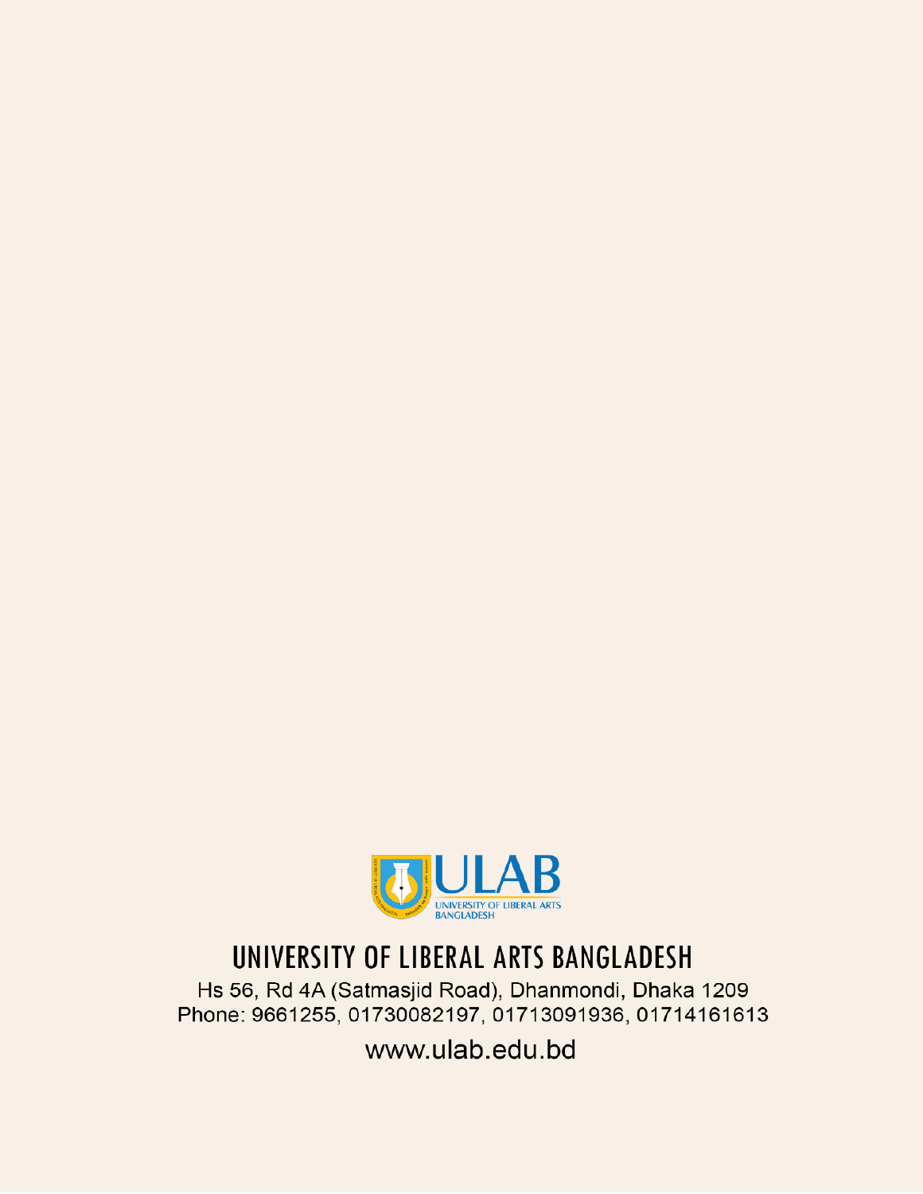ULAB

UNIVERSITY OF LIBERAL ARTS BANGLADESH

# UNIVERSITY OF LIBERAL ARTS BANGLADESH

Hs 56, Rd 4A (Satmasjid Road), Dhanmondi, Dhaka 1209
Phone: 9661255, 01730082197, 01713091936, 01714161613

www.ulab.edu.bd